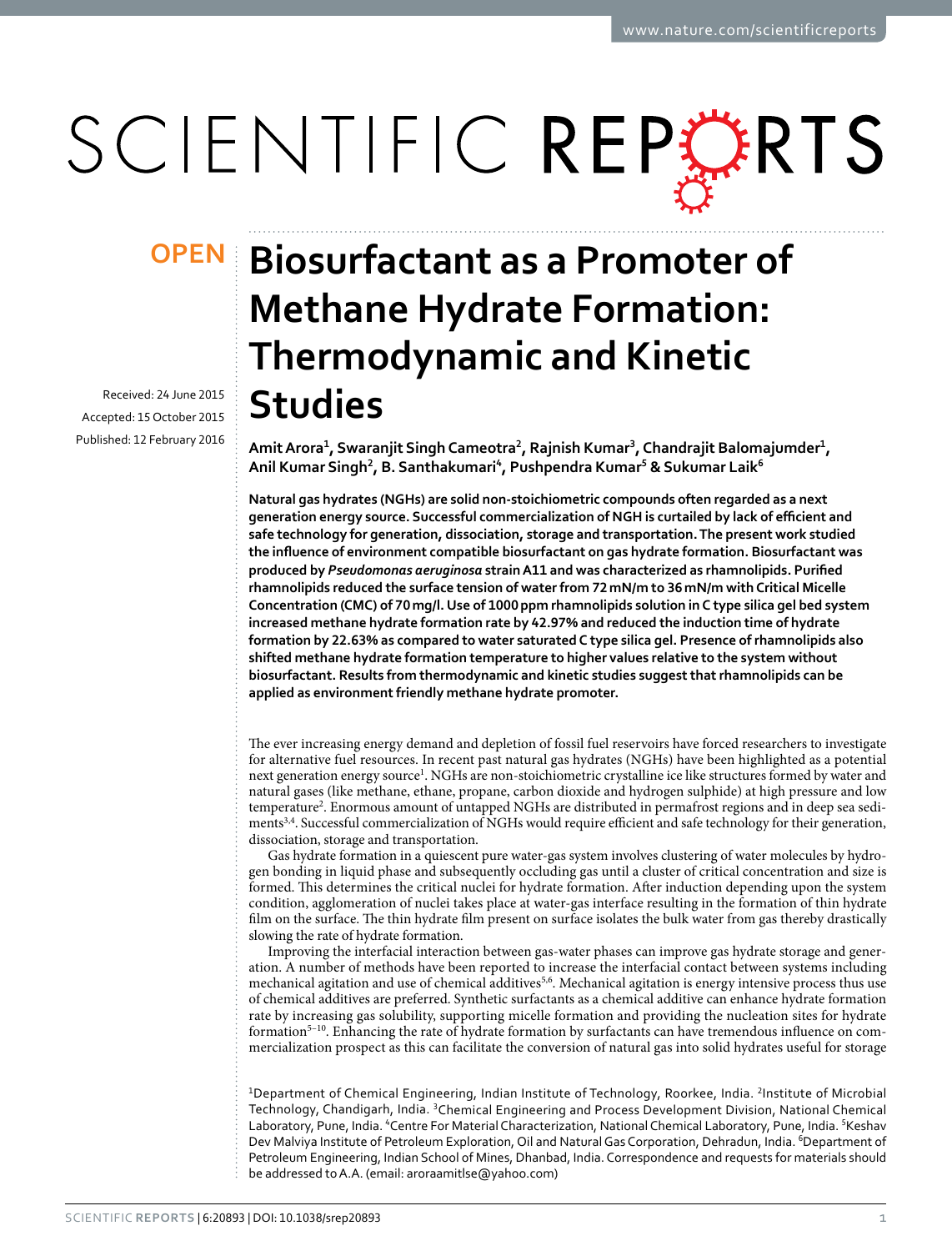OPEN

# Biosurfactant as a Promoter of Methane Hydrate Formation: Thermodynamic and Kinetic Studies

Received: 24 June 2015

Accepted: 15 October 2015

Published: 12 February 2016

**Amit Arora[1], Swaranjit Singh Cameotra[2], Rajnish Kumar[3], Chandrajit Balomajumder[1], Anil Kumar Singh[2], B. Santhakumari[4], Pushpendra Kumar[5] & Sukumar Laik[6]**

**Natural gas hydrates (NGHs) are solid non-stoichiometric compounds often regarded as a next generation energy source. Successful commercialization of NGH is curtailed by lack of efficient and safe technology for generation, dissociation, storage and transportation. The present work studied the influence of environment compatible biosurfactant on gas hydrate formation. Biosurfactant was produced by *Pseudomonas aeruginosa* strain A11 and was characterized as rhamnolipids. Purified rhamnolipids reduced the surface tension of water from 72 mN/m to 36 mN/m with Critical Micelle Concentration (CMC) of 70 mg/l. Use of 1000 ppm rhamnolipids solution in C type silica gel bed system increased methane hydrate formation rate by 42.97% and reduced the induction time of hydrate formation by 22.63% as compared to water saturated C type silica gel. Presence of rhamnolipids also shifted methane hydrate formation temperature to higher values relative to the system without biosurfactant. Results from thermodynamic and kinetic studies suggest that rhamnolipids can be applied as environment friendly methane hydrate promoter.**

The ever increasing energy demand and depletion of fossil fuel reservoirs have forced researchers to investigate for alternative fuel resources. In recent past natural gas hydrates (NGHs) have been highlighted as a potential next generation energy source[1]. NGHs are non-stoichiometric crystalline ice like structures formed by water and natural gases (like methane, ethane, propane, carbon dioxide and hydrogen sulphide) at high pressure and low temperature[2]. Enormous amount of untapped NGHs are distributed in permafrost regions and in deep sea sediments[3,4]. Successful commercialization of NGHs would require efficient and safe technology for their generation, dissociation, storage and transportation.

Gas hydrate formation in a quiescent pure water-gas system involves clustering of water molecules by hydrogen bonding in liquid phase and subsequently occluding gas until a cluster of critical concentration and size is formed. This determines the critical nuclei for hydrate formation. After induction depending upon the system condition, agglomeration of nuclei takes place at water-gas interface resulting in the formation of thin hydrate film on the surface. The thin hydrate film present on surface isolates the bulk water from gas thereby drastically slowing the rate of hydrate formation.

Improving the interfacial interaction between gas-water phases can improve gas hydrate storage and generation. A number of methods have been reported to increase the interfacial contact between systems including mechanical agitation and use of chemical additives[5,6]. Mechanical agitation is energy intensive process thus use of chemical additives are preferred. Synthetic surfactants as a chemical additive can enhance hydrate formation rate by increasing gas solubility, supporting micelle formation and providing the nucleation sites for hydrate formation[5–10]. Enhancing the rate of hydrate formation by surfactants can have tremendous influence on commercialization prospect as this can facilitate the conversion of natural gas into solid hydrates useful for storage

[1]Department of Chemical Engineering, Indian Institute of Technology, Roorkee, India. [2]Institute of Microbial Technology, Chandigarh, India. [3]Chemical Engineering and Process Development Division, National Chemical Laboratory, Pune, India. [4]Centre For Material Characterization, National Chemical Laboratory, Pune, India. [5]Keshav Dev Malviya Institute of Petroleum Exploration, Oil and Natural Gas Corporation, Dehradun, India. [6]Department of Petroleum Engineering, Indian School of Mines, Dhanbad, India. Correspondence and requests for materials should be addressed to A.A. (email: aroraamitlse@yahoo.com)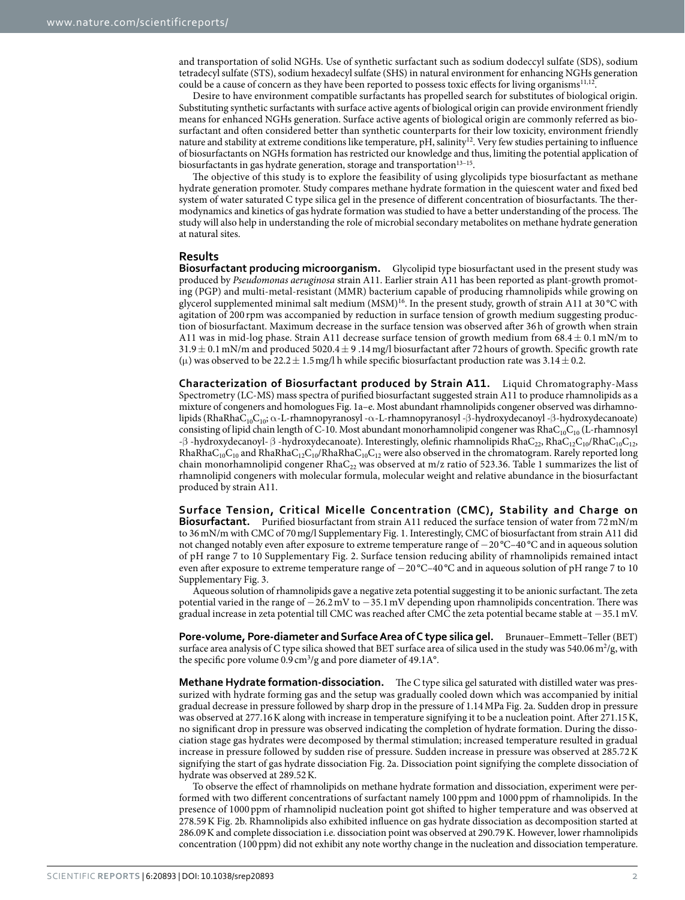and transportation of solid NGHs. Use of synthetic surfactant such as sodium dodeccyl sulfate (SDS), sodium tetradecyl sulfate (STS), sodium hexadecyl sulfate (SHS) in natural environment for enhancing NGHs generation could be a cause of concern as they have been reported to possess toxic effects for living organisms[11,12].

Desire to have environment compatible surfactants has propelled search for substitutes of biological origin. Substituting synthetic surfactants with surface active agents of biological origin can provide environment friendly means for enhanced NGHs generation. Surface active agents of biological origin are commonly referred as biosurfactant and often considered better than synthetic counterparts for their low toxicity, environment friendly nature and stability at extreme conditions like temperature, pH, salinity[12]. Very few studies pertaining to influence of biosurfactants on NGHs formation has restricted our knowledge and thus, limiting the potential application of biosurfactants in gas hydrate generation, storage and transportation[13–15].

The objective of this study is to explore the feasibility of using glycolipids type biosurfactant as methane hydrate generation promoter. Study compares methane hydrate formation in the quiescent water and fixed bed system of water saturated C type silica gel in the presence of different concentration of biosurfactants. The thermodynamics and kinetics of gas hydrate formation was studied to have a better understanding of the process. The study will also help in understanding the role of microbial secondary metabolites on methane hydrate generation at natural sites.

## Results

**Biosurfactant producing microorganism.** Glycolipid type biosurfactant used in the present study was produced by *Pseudomonas aeruginosa* strain A11. Earlier strain A11 has been reported as plant-growth promoting (PGP) and multi-metal-resistant (MMR) bacterium capable of producing rhamnolipids while growing on glycerol supplemented minimal salt medium (MSM)[16]. In the present study, growth of strain A11 at 30 °C with agitation of 200 rpm was accompanied by reduction in surface tension of growth medium suggesting production of biosurfactant. Maximum decrease in the surface tension was observed after 36 h of growth when strain A11 was in mid-log phase. Strain A11 decrease surface tension of growth medium from $68.4 \pm 0.1$ mN/m to $31.9 \pm 0.1$ mN/m and produced $5020.4 \pm 9$ .14 mg/l biosurfactant after 72 hours of growth. Specific growth rate ($\mu$) was observed to be $22.2 \pm 1.5$ mg/l h while specific biosurfactant production rate was $3.14 \pm 0.2$.

**Characterization of Biosurfactant produced by Strain A11.** Liquid Chromatography-Mass Spectrometry (LC-MS) mass spectra of purified biosurfactant suggested strain A11 to produce rhamnolipids as a mixture of congeners and homologues Fig. 1a–e. Most abundant rhamnolipids congener observed was dirhamnolipids ($RhaRhaC_{10}C_{10}$; $\alpha$-L-rhamnopyranosyl -$\alpha$-L-rhamnopyranosyl -$\beta$-hydroxydecanoyl -$\beta$-hydroxydecanoate) consisting of lipid chain length of C-10. Most abundant monorhamnolipid congener was $RhaC_{10}C_{10}$ (L-rhamnosyl -$\beta$ -hydroxydecanoyl- $\beta$ -hydroxydecanoate). Interestingly, olefinic rhamnolipids $RhaC_{22}$, $RhaC_{12}C_{10}$/$RhaC_{10}C_{12}$, $RhaRhaC_{10}C_{10}$ and $RhaRhaC_{12}C_{10}$/$RhaRhaC_{10}C_{12}$ were also observed in the chromatogram. Rarely reported long chain monorhamnolipid congener $RhaC_{22}$ was observed at m/z ratio of 523.36. Table 1 summarizes the list of rhamnolipid congeners with molecular formula, molecular weight and relative abundance in the biosurfactant produced by strain A11.

**Surface Tension, Critical Micelle Concentration (CMC), Stability and Charge on Biosurfactant.** Purified biosurfactant from strain A11 reduced the surface tension of water from 72 mN/m to 36 mN/m with CMC of 70 mg/l Supplementary Fig. 1. Interestingly, CMC of biosurfactant from strain A11 did not changed notably even after exposure to extreme temperature range of −20 °C–40 °C and in aqueous solution of pH range 7 to 10 Supplementary Fig. 2. Surface tension reducing ability of rhamnolipids remained intact even after exposure to extreme temperature range of −20 °C–40 °C and in aqueous solution of pH range 7 to 10 Supplementary Fig. 3.

Aqueous solution of rhamnolipids gave a negative zeta potential suggesting it to be anionic surfactant. The zeta potential varied in the range of −26.2 mV to −35.1 mV depending upon rhamnolipids concentration. There was gradual increase in zeta potential till CMC was reached after CMC the zeta potential became stable at −35.1 mV.

**Pore-volume, Pore-diameter and Surface Area of C type silica gel.** Brunauer–Emmett–Teller (BET) surface area analysis of C type silica showed that BET surface area of silica used in the study was 540.06 $m^2$/g, with the specific pore volume 0.9 $cm^3$/g and pore diameter of 49.1A°.

**Methane Hydrate formation-dissociation.** The C type silica gel saturated with distilled water was pressurized with hydrate forming gas and the setup was gradually cooled down which was accompanied by initial gradual decrease in pressure followed by sharp drop in the pressure of 1.14 MPa Fig. 2a. Sudden drop in pressure was observed at 277.16 K along with increase in temperature signifying it to be a nucleation point. After 271.15 K, no significant drop in pressure was observed indicating the completion of hydrate formation. During the dissociation stage gas hydrates were decomposed by thermal stimulation; increased temperature resulted in gradual increase in pressure followed by sudden rise of pressure. Sudden increase in pressure was observed at 285.72 K signifying the start of gas hydrate dissociation Fig. 2a. Dissociation point signifying the complete dissociation of hydrate was observed at 289.52 K.

To observe the effect of rhamnolipids on methane hydrate formation and dissociation, experiment were performed with two different concentrations of surfactant namely 100 ppm and 1000 ppm of rhamnolipids. In the presence of 1000 ppm of rhamnolipid nucleation point got shifted to higher temperature and was observed at 278.59 K Fig. 2b. Rhamnolipids also exhibited influence on gas hydrate dissociation as decomposition started at 286.09 K and complete dissociation i.e. dissociation point was observed at 290.79 K. However, lower rhamnolipids concentration (100 ppm) did not exhibit any note worthy change in the nucleation and dissociation temperature.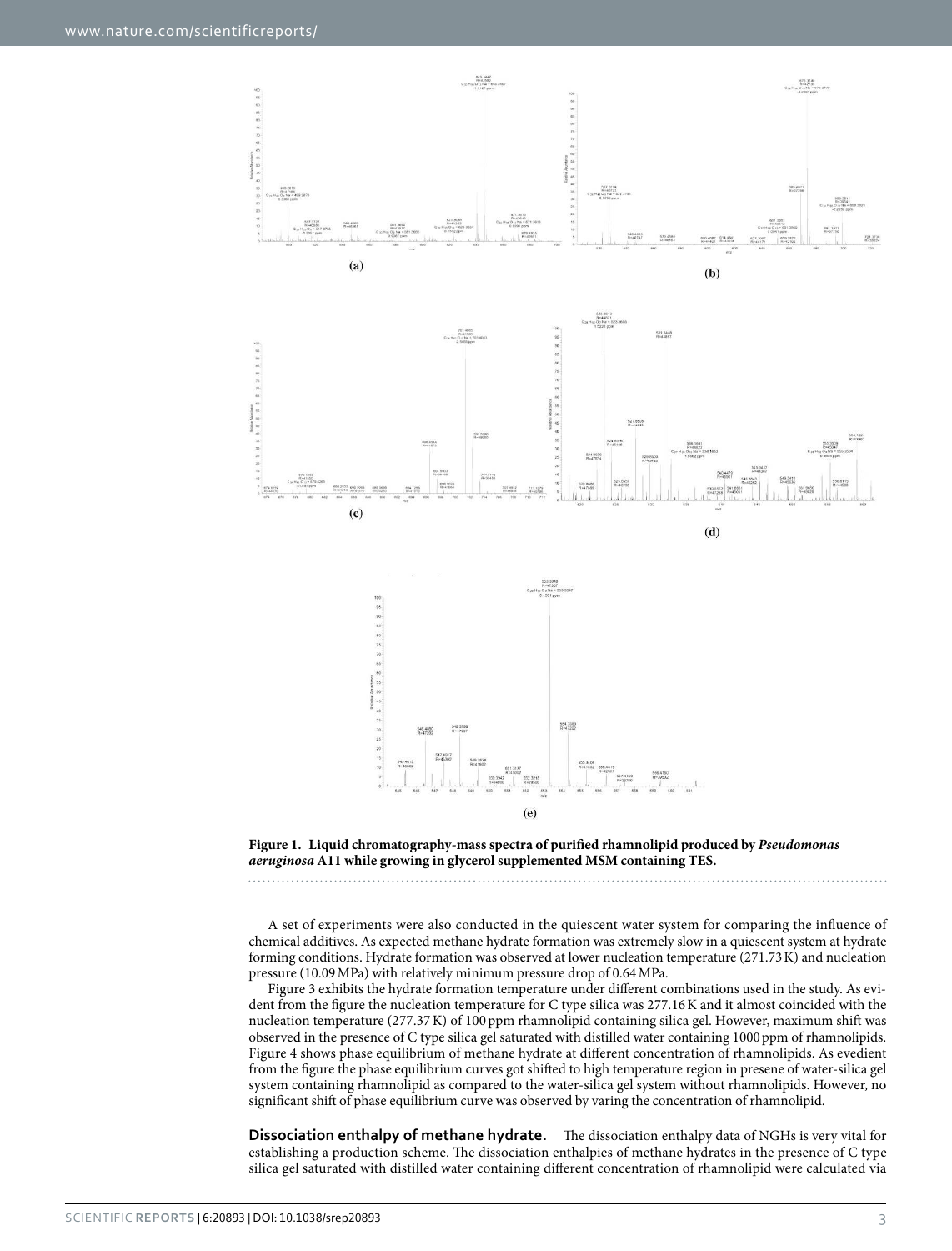**Figure 1. Liquid chromatography-mass spectra of purified rhamnolipid produced by *Pseudomonas aeruginosa* A11 while growing in glycerol supplemented MSM containing TES.**

A set of experiments were also conducted in the quiescent water system for comparing the influence of chemical additives. As expected methane hydrate formation was extremely slow in a quiescent system at hydrate forming conditions. Hydrate formation was observed at lower nucleation temperature (271.73 K) and nucleation pressure (10.09 MPa) with relatively minimum pressure drop of 0.64 MPa.

Figure 3 exhibits the hydrate formation temperature under different combinations used in the study. As evident from the figure the nucleation temperature for C type silica was 277.16 K and it almost coincided with the nucleation temperature (277.37 K) of 100 ppm rhamnolipid containing silica gel. However, maximum shift was observed in the presence of C type silica gel saturated with distilled water containing 1000 ppm of rhamnolipids. Figure 4 shows phase equilibrium of methane hydrate at different concentration of rhamnolipids. As evedient from the figure the phase equilibrium curves got shifted to high temperature region in presene of water-silica gel system containing rhamnolipid as compared to the water-silica gel system without rhamnolipids. However, no significant shift of phase equilibrium curve was observed by varing the concentration of rhamnolipid.

**Dissociation enthalpy of methane hydrate.** The dissociation enthalpy data of NGHs is very vital for establishing a production scheme. The dissociation enthalpies of methane hydrates in the presence of C type silica gel saturated with distilled water containing different concentration of rhamnolipid were calculated via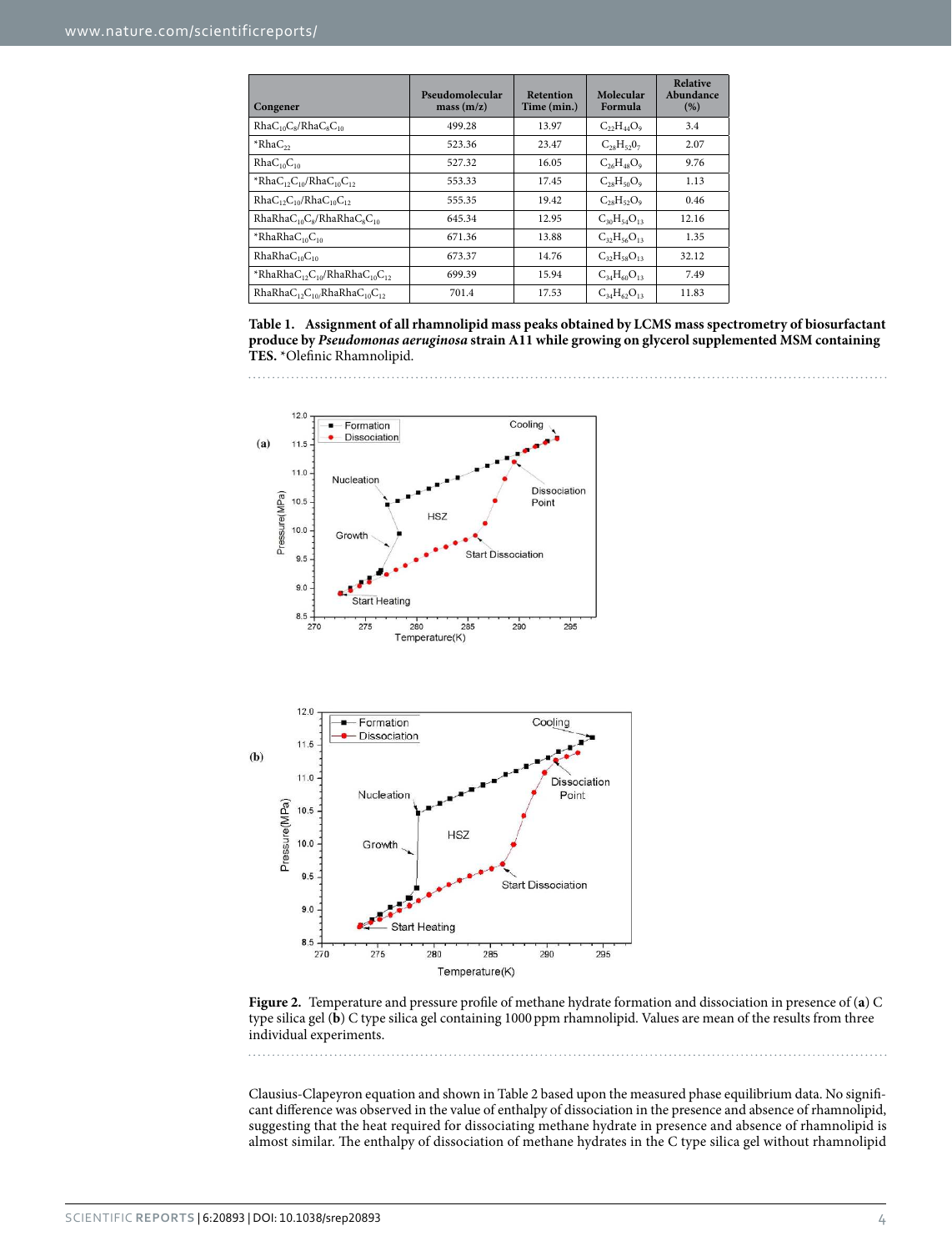| Congener | Pseudomolecular mass (m/z) | Retention Time (min.) | Molecular Formula | Relative Abundance (%) |
|---|---|---|---|---|
| $RhaC_{10}C_8/RhaC_8C_{10}$ | 499.28 | 13.97 | $C_{22}H_{44}O_9$ | 3.4 |
| *$RhaC_{22}$ | 523.36 | 23.47 | $C_{28}H_{52}O_7$ | 2.07 |
| $RhaC_{10}C_{10}$ | 527.32 | 16.05 | $C_{26}H_{48}O_9$ | 9.76 |
| *$RhaC_{12}C_{10}/RhaC_{10}C_{12}$ | 553.33 | 17.45 | $C_{28}H_{50}O_9$ | 1.13 |
| $RhaC_{12}C_{10}/RhaC_{10}C_{12}$ | 555.35 | 19.42 | $C_{28}H_{52}O_9$ | 0.46 |
| $RhaRhaC_{10}C_8/RhaRhaC_8C_{10}$ | 645.34 | 12.95 | $C_{30}H_{54}O_{13}$ | 12.16 |
| *$RhaRhaC_{10}C_{10}$ | 671.36 | 13.88 | $C_{32}H_{56}O_{13}$ | 1.35 |
| $RhaRhaC_{10}C_{10}$ | 673.37 | 14.76 | $C_{32}H_{58}O_{13}$ | 32.12 |
| *$RhaRhaC_{12}C_{10}/RhaRhaC_{10}C_{12}$ | 699.39 | 15.94 | $C_{34}H_{60}O_{13}$ | 7.49 |
| $RhaRhaC_{12}C_{10}/RhaRhaC_{10}C_{12}$ | 701.4 | 17.53 | $C_{34}H_{62}O_{13}$ | 11.83 |

**Table 1. Assignment of all rhamnolipid mass peaks obtained by LCMS mass spectrometry of biosurfactant produce by *Pseudomonas aeruginosa* strain A11 while growing on glycerol supplemented MSM containing TES.** *Olefinic Rhamnolipid.

**Figure 2.** Temperature and pressure profile of methane hydrate formation and dissociation in presence of (**a**) C type silica gel (**b**) C type silica gel containing 1000 ppm rhamnolipid. Values are mean of the results from three individual experiments.

Clausius-Clapeyron equation and shown in Table 2 based upon the measured phase equilibrium data. No significant difference was observed in the value of enthalpy of dissociation in the presence and absence of rhamnolipid, suggesting that the heat required for dissociating methane hydrate in presence and absence of rhamnolipid is almost similar. The enthalpy of dissociation of methane hydrates in the C type silica gel without rhamnolipid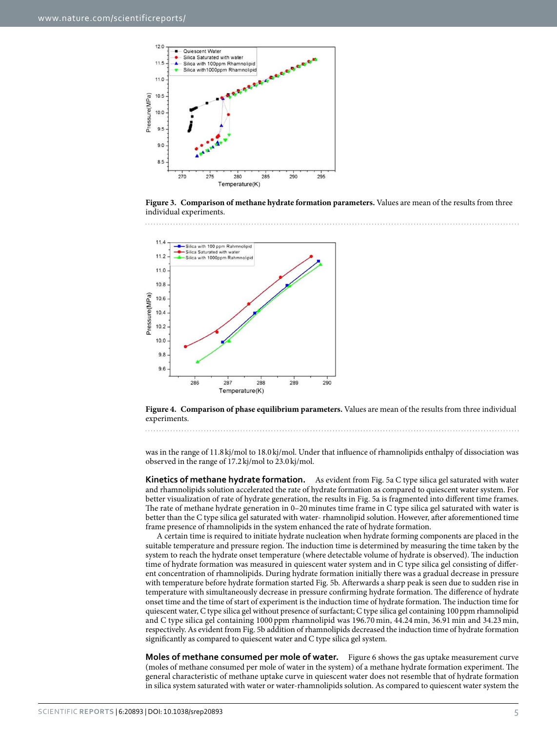**Figure 3. Comparison of methane hydrate formation parameters.** Values are mean of the results from three individual experiments.

**Figure 4. Comparison of phase equilibrium parameters.** Values are mean of the results from three individual experiments.

was in the range of 11.8 kj/mol to 18.0 kj/mol. Under that influence of rhamnolipids enthalpy of dissociation was observed in the range of 17.2 kj/mol to 23.0 kj/mol.

**Kinetics of methane hydrate formation.** As evident from Fig. 5a C type silica gel saturated with water and rhamnolipids solution accelerated the rate of hydrate formation as compared to quiescent water system. For better visualization of rate of hydrate generation, the results in Fig. 5a is fragmented into different time frames. The rate of methane hydrate generation in 0–20 minutes time frame in C type silica gel saturated with water is better than the C type silica gel saturated with water- rhamnolipid solution. However, after aforementioned time frame presence of rhamnolipids in the system enhanced the rate of hydrate formation.

A certain time is required to initiate hydrate nucleation when hydrate forming components are placed in the suitable temperature and pressure region. The induction time is determined by measuring the time taken by the system to reach the hydrate onset temperature (where detectable volume of hydrate is observed). The induction time of hydrate formation was measured in quiescent water system and in C type silica gel consisting of different concentration of rhamnolipids. During hydrate formation initially there was a gradual decrease in pressure with temperature before hydrate formation started Fig. 5b. Afterwards a sharp peak is seen due to sudden rise in temperature with simultaneously decrease in pressure confirming hydrate formation. The difference of hydrate onset time and the time of start of experiment is the induction time of hydrate formation. The induction time for quiescent water, C type silica gel without presence of surfactant; C type silica gel containing 100 ppm rhamnolipid and C type silica gel containing 1000 ppm rhamnolipid was 196.70 min, 44.24 min, 36.91 min and 34.23 min, respectively. As evident from Fig. 5b addition of rhamnolipids decreased the induction time of hydrate formation significantly as compared to quiescent water and C type silica gel system.

**Moles of methane consumed per mole of water.** Figure 6 shows the gas uptake measurement curve (moles of methane consumed per mole of water in the system) of a methane hydrate formation experiment. The general characteristic of methane uptake curve in quiescent water does not resemble that of hydrate formation in silica system saturated with water or water-rhamnolipids solution. As compared to quiescent water system the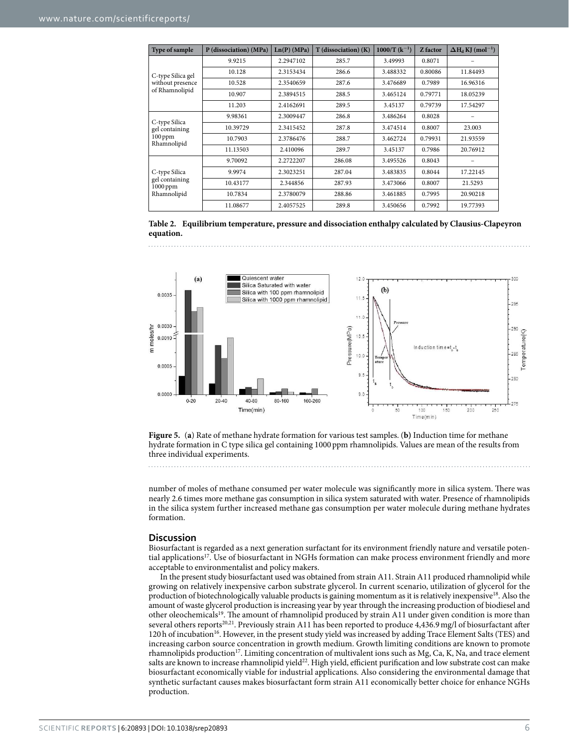| Type of sample | P (dissociation) (MPa) | Ln(P) (MPa) | T (dissociation) (K) | 1000/T ($k^{-1}$) | Z factor | $\Delta H_d$ KJ ($mol^{-1}$) |
|---|---|---|---|---|---|---|
| C-type Silica gel without presence of Rhamnolipid | 9.9215 | 2.2947102 | 285.7 | 3.49993 | 0.8071 | – |
| | 10.128 | 2.3153434 | 286.6 | 3.488332 | 0.80086 | 11.84493 |
| | 10.528 | 2.3540659 | 287.6 | 3.476689 | 0.7989 | 16.96316 |
| | 10.907 | 2.3894515 | 288.5 | 3.465124 | 0.79771 | 18.05239 |
| | 11.203 | 2.4162691 | 289.5 | 3.45137 | 0.79739 | 17.54297 |
| C-type Silica gel containing 100 ppm Rhamnolipid | 9.98361 | 2.3009447 | 286.8 | 3.486264 | 0.8028 | – |
| | 10.39729 | 2.3415452 | 287.8 | 3.474514 | 0.8007 | 23.003 |
| | 10.7903 | 2.3786476 | 288.7 | 3.462724 | 0.79931 | 21.93559 |
| | 11.13503 | 2.410096 | 289.7 | 3.45137 | 0.7986 | 20.76912 |
| C-type Silica gel containing 1000 ppm Rhamnolipid | 9.70092 | 2.2722207 | 286.08 | 3.495526 | 0.8043 | – |
| | 9.9974 | 2.3023251 | 287.04 | 3.483835 | 0.8044 | 17.22145 |
| | 10.43177 | 2.344856 | 287.93 | 3.473066 | 0.8007 | 21.5293 |
| | 10.7834 | 2.3780079 | 288.86 | 3.461885 | 0.7995 | 20.90218 |
| | 11.08677 | 2.4057525 | 289.8 | 3.450656 | 0.7992 | 19.77393 |

**Table 2. Equilibrium temperature, pressure and dissociation enthalpy calculated by Clausius-Clapeyron equation.**

**Figure 5.** (**a**) Rate of methane hydrate formation for various test samples. (**b**) Induction time for methane hydrate formation in C type silica gel containing 1000 ppm rhamnolipids. Values are mean of the results from three individual experiments.

number of moles of methane consumed per water molecule was significantly more in silica system. There was nearly 2.6 times more methane gas consumption in silica system saturated with water. Presence of rhamnolipids in the silica system further increased methane gas consumption per water molecule during methane hydrates formation.

## Discussion

Biosurfactant is regarded as a next generation surfactant for its environment friendly nature and versatile potential applications[17]. Use of biosurfactant in NGHs formation can make process environment friendly and more acceptable to environmentalist and policy makers.

In the present study biosurfactant used was obtained from strain A11. Strain A11 produced rhamnolipid while growing on relatively inexpensive carbon substrate glycerol. In current scenario, utilization of glycerol for the production of biotechnologically valuable products is gaining momentum as it is relatively inexpensive[18]. Also the amount of waste glycerol production is increasing year by year through the increasing production of biodiesel and other oleochemicals[19]. The amount of rhamnolipid produced by strain A11 under given condition is more than several others reports[20,21]. Previously strain A11 has been reported to produce 4,436.9 mg/l of biosurfactant after 120 h of incubation[16]. However, in the present study yield was increased by adding Trace Element Salts (TES) and increasing carbon source concentration in growth medium. Growth limiting conditions are known to promote rhamnolipids production[17]. Limiting concentration of multivalent ions such as Mg, Ca, K, Na, and trace element salts are known to increase rhamnolipid yield[22]. High yield, efficient purification and low substrate cost can make biosurfactant economically viable for industrial applications. Also considering the environmental damage that synthetic surfactant causes makes biosurfactant form strain A11 economically better choice for enhance NGHs production.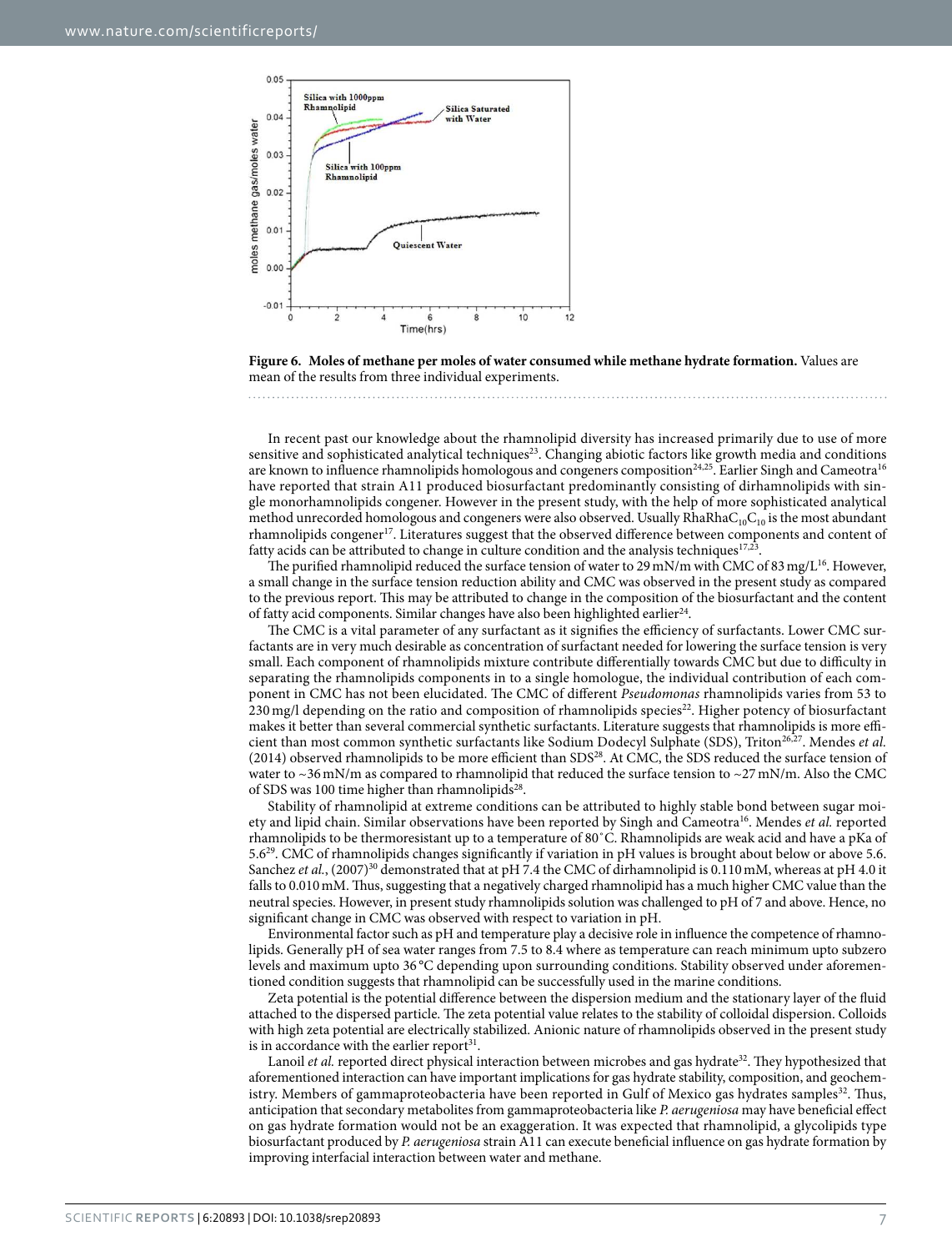**Figure 6. Moles of methane per moles of water consumed while methane hydrate formation.** Values are mean of the results from three individual experiments.

In recent past our knowledge about the rhamnolipid diversity has increased primarily due to use of more sensitive and sophisticated analytical techniques[23]. Changing abiotic factors like growth media and conditions are known to influence rhamnolipids homologous and congeners composition[24,25]. Earlier Singh and Cameotra[16] have reported that strain A11 produced biosurfactant predominantly consisting of dirhamnolipids with single monorhamnolipids congener. However in the present study, with the help of more sophisticated analytical method unrecorded homologous and congeners were also observed. Usually $RhaRhaC_{10}C_{10}$ is the most abundant rhamnolipids congener[17]. Literatures suggest that the observed difference between components and content of fatty acids can be attributed to change in culture condition and the analysis techniques[17,23].

The purified rhamnolipid reduced the surface tension of water to 29 mN/m with CMC of 83 mg/L[16]. However, a small change in the surface tension reduction ability and CMC was observed in the present study as compared to the previous report. This may be attributed to change in the composition of the biosurfactant and the content of fatty acid components. Similar changes have also been highlighted earlier[24].

The CMC is a vital parameter of any surfactant as it signifies the efficiency of surfactants. Lower CMC surfactants are in very much desirable as concentration of surfactant needed for lowering the surface tension is very small. Each component of rhamnolipids mixture contribute differentially towards CMC but due to difficulty in separating the rhamnolipids components in to a single homologue, the individual contribution of each component in CMC has not been elucidated. The CMC of different *Pseudomonas* rhamnolipids varies from 53 to 230 mg/l depending on the ratio and composition of rhamnolipids species[22]. Higher potency of biosurfactant makes it better than several commercial synthetic surfactants. Literature suggests that rhamnolipids is more efficient than most common synthetic surfactants like Sodium Dodecyl Sulphate (SDS), Triton[26,27]. Mendes *et al.* (2014) observed rhamnolipids to be more efficient than SDS[28]. At CMC, the SDS reduced the surface tension of water to ~36 mN/m as compared to rhamnolipid that reduced the surface tension to ~27 mN/m. Also the CMC of SDS was 100 time higher than rhamnolipids[28].

Stability of rhamnolipid at extreme conditions can be attributed to highly stable bond between sugar moiety and lipid chain. Similar observations have been reported by Singh and Cameotra[16]. Mendes *et al.* reported rhamnolipids to be thermoresistant up to a temperature of 80 °C. Rhamnolipids are weak acid and have a pKa of 5.6[29]. CMC of rhamnolipids changes significantly if variation in pH values is brought about below or above 5.6. Sanchez *et al.*, (2007)[30] demonstrated that at pH 7.4 the CMC of dirhamnolipid is 0.110 mM, whereas at pH 4.0 it falls to 0.010 mM. Thus, suggesting that a negatively charged rhamnolipid has a much higher CMC value than the neutral species. However, in present study rhamnolipids solution was challenged to pH of 7 and above. Hence, no significant change in CMC was observed with respect to variation in pH.

Environmental factor such as pH and temperature play a decisive role in influence the competence of rhamnolipids. Generally pH of sea water ranges from 7.5 to 8.4 where as temperature can reach minimum upto subzero levels and maximum upto 36 °C depending upon surrounding conditions. Stability observed under aforementioned condition suggests that rhamnolipid can be successfully used in the marine conditions.

Zeta potential is the potential difference between the dispersion medium and the stationary layer of the fluid attached to the dispersed particle. The zeta potential value relates to the stability of colloidal dispersion. Colloids with high zeta potential are electrically stabilized. Anionic nature of rhamnolipids observed in the present study is in accordance with the earlier report[31].

Lanoil *et al.* reported direct physical interaction between microbes and gas hydrate[32]. They hypothesized that aforementioned interaction can have important implications for gas hydrate stability, composition, and geochemistry. Members of gammaproteobacteria have been reported in Gulf of Mexico gas hydrates samples[32]. Thus, anticipation that secondary metabolites from gammaproteobacteria like *P. aerugeniosa* may have beneficial effect on gas hydrate formation would not be an exaggeration. It was expected that rhamnolipid, a glycolipids type biosurfactant produced by *P. aerugeniosa* strain A11 can execute beneficial influence on gas hydrate formation by improving interfacial interaction between water and methane.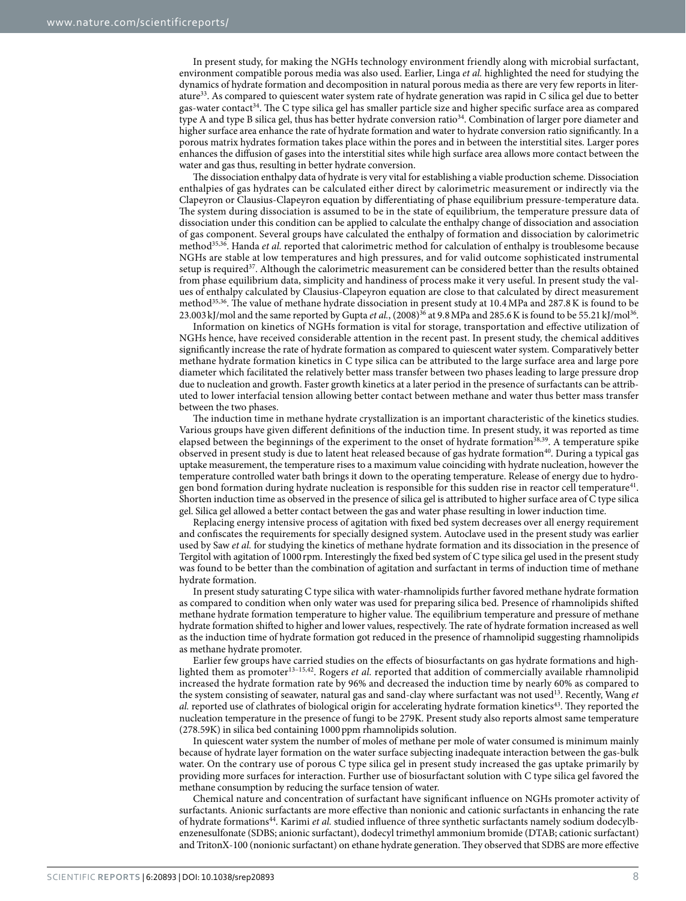In present study, for making the NGHs technology environment friendly along with microbial surfactant, environment compatible porous media was also used. Earlier, Linga *et al.* highlighted the need for studying the dynamics of hydrate formation and decomposition in natural porous media as there are very few reports in literature[33]. As compared to quiescent water system rate of hydrate generation was rapid in C silica gel due to better gas-water contact[34]. The C type silica gel has smaller particle size and higher specific surface area as compared type A and type B silica gel, thus has better hydrate conversion ratio[34]. Combination of larger pore diameter and higher surface area enhance the rate of hydrate formation and water to hydrate conversion ratio significantly. In a porous matrix hydrates formation takes place within the pores and in between the interstitial sites. Larger pores enhances the diffusion of gases into the interstitial sites while high surface area allows more contact between the water and gas thus, resulting in better hydrate conversion.

The dissociation enthalpy data of hydrate is very vital for establishing a viable production scheme. Dissociation enthalpies of gas hydrates can be calculated either direct by calorimetric measurement or indirectly via the Clapeyron or Clausius-Clapeyron equation by differentiating of phase equilibrium pressure-temperature data. The system during dissociation is assumed to be in the state of equilibrium, the temperature pressure data of dissociation under this condition can be applied to calculate the enthalpy change of dissociation and association of gas component. Several groups have calculated the enthalpy of formation and dissociation by calorimetric method[35,36]. Handa *et al.* reported that calorimetric method for calculation of enthalpy is troublesome because NGHs are stable at low temperatures and high pressures, and for valid outcome sophisticated instrumental setup is required[37]. Although the calorimetric measurement can be considered better than the results obtained from phase equilibrium data, simplicity and handiness of process make it very useful. In present study the values of enthalpy calculated by Clausius-Clapeyron equation are close to that calculated by direct measurement method[35,36]. The value of methane hydrate dissociation in present study at 10.4 MPa and 287.8 K is found to be 23.003 kJ/mol and the same reported by Gupta *et al.*, (2008)[36] at 9.8 MPa and 285.6 K is found to be 55.21 kJ/mol[36].

Information on kinetics of NGHs formation is vital for storage, transportation and effective utilization of NGHs hence, have received considerable attention in the recent past. In present study, the chemical additives significantly increase the rate of hydrate formation as compared to quiescent water system. Comparatively better methane hydrate formation kinetics in C type silica can be attributed to the large surface area and large pore diameter which facilitated the relatively better mass transfer between two phases leading to large pressure drop due to nucleation and growth. Faster growth kinetics at a later period in the presence of surfactants can be attributed to lower interfacial tension allowing better contact between methane and water thus better mass transfer between the two phases.

The induction time in methane hydrate crystallization is an important characteristic of the kinetics studies. Various groups have given different definitions of the induction time. In present study, it was reported as time elapsed between the beginnings of the experiment to the onset of hydrate formation[38,39]. A temperature spike observed in present study is due to latent heat released because of gas hydrate formation[40]. During a typical gas uptake measurement, the temperature rises to a maximum value coinciding with hydrate nucleation, however the temperature controlled water bath brings it down to the operating temperature. Release of energy due to hydrogen bond formation during hydrate nucleation is responsible for this sudden rise in reactor cell temperature[41]. Shorten induction time as observed in the presence of silica gel is attributed to higher surface area of C type silica gel. Silica gel allowed a better contact between the gas and water phase resulting in lower induction time.

Replacing energy intensive process of agitation with fixed bed system decreases over all energy requirement and confiscates the requirements for specially designed system. Autoclave used in the present study was earlier used by Saw *et al.* for studying the kinetics of methane hydrate formation and its dissociation in the presence of Tergitol with agitation of 1000 rpm. Interestingly the fixed bed system of C type silica gel used in the present study was found to be better than the combination of agitation and surfactant in terms of induction time of methane hydrate formation.

In present study saturating C type silica with water-rhamnolipids further favored methane hydrate formation as compared to condition when only water was used for preparing silica bed. Presence of rhamnolipids shifted methane hydrate formation temperature to higher value. The equilibrium temperature and pressure of methane hydrate formation shifted to higher and lower values, respectively. The rate of hydrate formation increased as well as the induction time of hydrate formation got reduced in the presence of rhamnolipid suggesting rhamnolipids as methane hydrate promoter.

Earlier few groups have carried studies on the effects of biosurfactants on gas hydrate formations and highlighted them as promoter[13–15,42]. Rogers *et al.* reported that addition of commercially available rhamnolipid increased the hydrate formation rate by 96% and decreased the induction time by nearly 60% as compared to the system consisting of seawater, natural gas and sand-clay where surfactant was not used[13]. Recently, Wang *et al.* reported use of clathrates of biological origin for accelerating hydrate formation kinetics[43]. They reported the nucleation temperature in the presence of fungi to be 279K. Present study also reports almost same temperature (278.59K) in silica bed containing 1000 ppm rhamnolipids solution.

In quiescent water system the number of moles of methane per mole of water consumed is minimum mainly because of hydrate layer formation on the water surface subjecting inadequate interaction between the gas-bulk water. On the contrary use of porous C type silica gel in present study increased the gas uptake primarily by providing more surfaces for interaction. Further use of biosurfactant solution with C type silica gel favored the methane consumption by reducing the surface tension of water.

Chemical nature and concentration of surfactant have significant influence on NGHs promoter activity of surfactants. Anionic surfactants are more effective than nonionic and cationic surfactants in enhancing the rate of hydrate formations[44]. Karimi *et al.* studied influence of three synthetic surfactants namely sodium dodecylbenzenesulfonate (SDBS; anionic surfactant), dodecyl trimethyl ammonium bromide (DTAB; cationic surfactant) and TritonX-100 (nonionic surfactant) on ethane hydrate generation. They observed that SDBS are more effective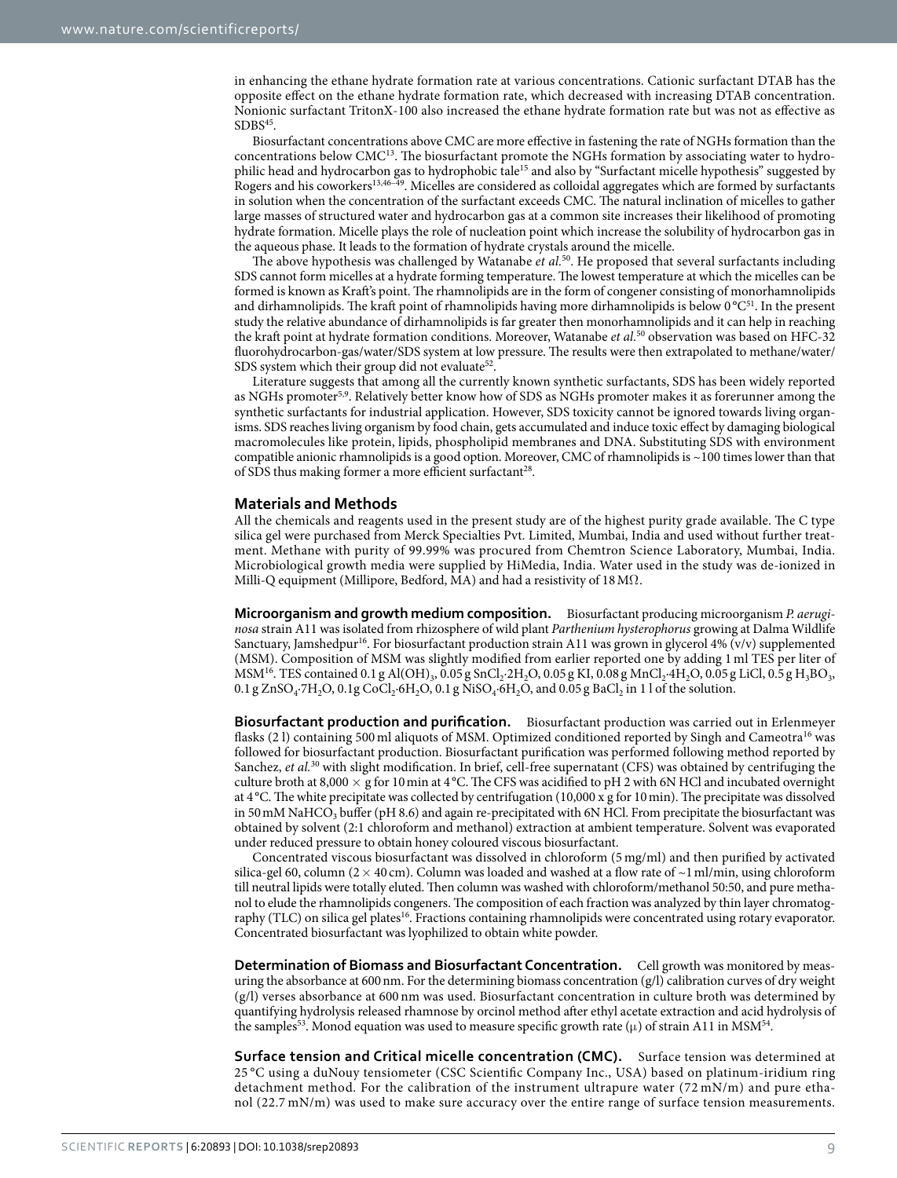in enhancing the ethane hydrate formation rate at various concentrations. Cationic surfactant DTAB has the opposite effect on the ethane hydrate formation rate, which decreased with increasing DTAB concentration. Nonionic surfactant TritonX-100 also increased the ethane hydrate formation rate but was not as effective as SDBS[45].

Biosurfactant concentrations above CMC are more effective in fastening the rate of NGHs formation than the concentrations below CMC[13]. The biosurfactant promote the NGHs formation by associating water to hydrophilic head and hydrocarbon gas to hydrophobic tale[15] and also by "Surfactant micelle hypothesis" suggested by Rogers and his coworkers[13,46–49]. Micelles are considered as colloidal aggregates which are formed by surfactants in solution when the concentration of the surfactant exceeds CMC. The natural inclination of micelles to gather large masses of structured water and hydrocarbon gas at a common site increases their likelihood of promoting hydrate formation. Micelle plays the role of nucleation point which increase the solubility of hydrocarbon gas in the aqueous phase. It leads to the formation of hydrate crystals around the micelle.

The above hypothesis was challenged by Watanabe *et al.*[50]. He proposed that several surfactants including SDS cannot form micelles at a hydrate forming temperature. The lowest temperature at which the micelles can be formed is known as Kraft's point. The rhamnolipids are in the form of congener consisting of monorhamnolipids and dirhamnolipids. The kraft point of rhamnolipids having more dirhamnolipids is below 0 °C[51]. In the present study the relative abundance of dirhamnolipids is far greater then monorhamnolipids and it can help in reaching the kraft point at hydrate formation conditions. Moreover, Watanabe *et al.*[50] observation was based on HFC-32 fluorohydrocarbon-gas/water/SDS system at low pressure. The results were then extrapolated to methane/water/SDS system which their group did not evaluate[52].

Literature suggests that among all the currently known synthetic surfactants, SDS has been widely reported as NGHs promoter[5,9]. Relatively better know how of SDS as NGHs promoter makes it as forerunner among the synthetic surfactants for industrial application. However, SDS toxicity cannot be ignored towards living organisms. SDS reaches living organism by food chain, gets accumulated and induce toxic effect by damaging biological macromolecules like protein, lipids, phospholipid membranes and DNA. Substituting SDS with environment compatible anionic rhamnolipids is a good option. Moreover, CMC of rhamnolipids is ~100 times lower than that of SDS thus making former a more efficient surfactant[28].

## Materials and Methods

All the chemicals and reagents used in the present study are of the highest purity grade available. The C type silica gel were purchased from Merck Specialties Pvt. Limited, Mumbai, India and used without further treatment. Methane with purity of 99.99% was procured from Chemtron Science Laboratory, Mumbai, India. Microbiological growth media were supplied by HiMedia, India. Water used in the study was de-ionized in Milli-Q equipment (Millipore, Bedford, MA) and had a resistivity of 18 MΩ.

**Microorganism and growth medium composition.** Biosurfactant producing microorganism *P. aeruginosa* strain A11 was isolated from rhizosphere of wild plant *Parthenium hysterophorus* growing at Dalma Wildlife Sanctuary, Jamshedpur[16]. For biosurfactant production strain A11 was grown in glycerol 4% (v/v) supplemented (MSM). Composition of MSM was slightly modified from earlier reported one by adding 1 ml of TES per liter of MSM[16]. TES contained 0.1 g $Al(OH)_3$, 0.05 g $SnCl_2{\cdot}2H_2O$, 0.05 g KI, 0.08 g $MnCl_2{\cdot}4H_2O$, 0.05 g LiCl, 0.5 g $H_3BO_3$, 0.1 g $ZnSO_4{\cdot}7H_2O$, 0.1 g $CoCl_2{\cdot}6H_2O$, 0.1 g $NiSO_4{\cdot}6H_2O$, and 0.05 g $BaCl_2$ in 1 l of the solution.

**Biosurfactant production and purification.** Biosurfactant production was carried out in Erlenmeyer flasks (2 l) containing 500 ml aliquots of MSM. Optimized conditioned reported by Singh and Cameotra[16] was followed for biosurfactant production. Biosurfactant purification was performed following method reported by Sanchez, *et al.*[30] with slight modification. In brief, cell-free supernatant (CFS) was obtained by centrifuging the culture broth at 8,000 × g for 10 min at 4 °C. The CFS was acidified to pH 2 with 6N HCl and incubated overnight at 4 °C. The white precipitate was collected by centrifugation (10,000 x g for 10 min). The precipitate was dissolved in 50 mM $NaHCO_3$ buffer (pH 8.6) and again re-precipitated with 6N HCl. From precipitate the biosurfactant was obtained by solvent (2:1 chloroform and methanol) extraction at ambient temperature. Solvent was evaporated under reduced pressure to obtain honey coloured viscous biosurfactant.

Concentrated viscous biosurfactant was dissolved in chloroform (5 mg/ml) and then purified by activated silica-gel 60, column (2 × 40 cm). Column was loaded and washed at a flow rate of ~1 ml/min, using chloroform till neutral lipids were totally eluted. Then column was washed with chloroform/methanol 50:50, and pure methanol to elude the rhamnolipids congeners. The composition of each fraction was analyzed by thin layer chromatography (TLC) on silica gel plates[16]. Fractions containing rhamnolipids were concentrated using rotary evaporator. Concentrated biosurfactant was lyophilized to obtain white powder.

**Determination of Biomass and Biosurfactant Concentration.** Cell growth was monitored by measuring the absorbance at 600 nm. For the determining biomass concentration (g/l) calibration curves of dry weight (g/l) verses absorbance at 600 nm was used. Biosurfactant concentration in culture broth was determined by quantifying hydrolysis released rhamnose by orcinol method after ethyl acetate extraction and acid hydrolysis of the samples[53]. Monod equation was used to measure specific growth rate ($\mu$) of strain A11 in MSM[54].

**Surface tension and Critical micelle concentration (CMC).** Surface tension was determined at 25 °C using a duNouy tensiometer (CSC Scientific Company Inc., USA) based on platinum-iridium ring detachment method. For the calibration of the instrument ultrapure water (72 mN/m) and pure ethanol (22.7 mN/m) was used to make sure accuracy over the entire range of surface tension measurements.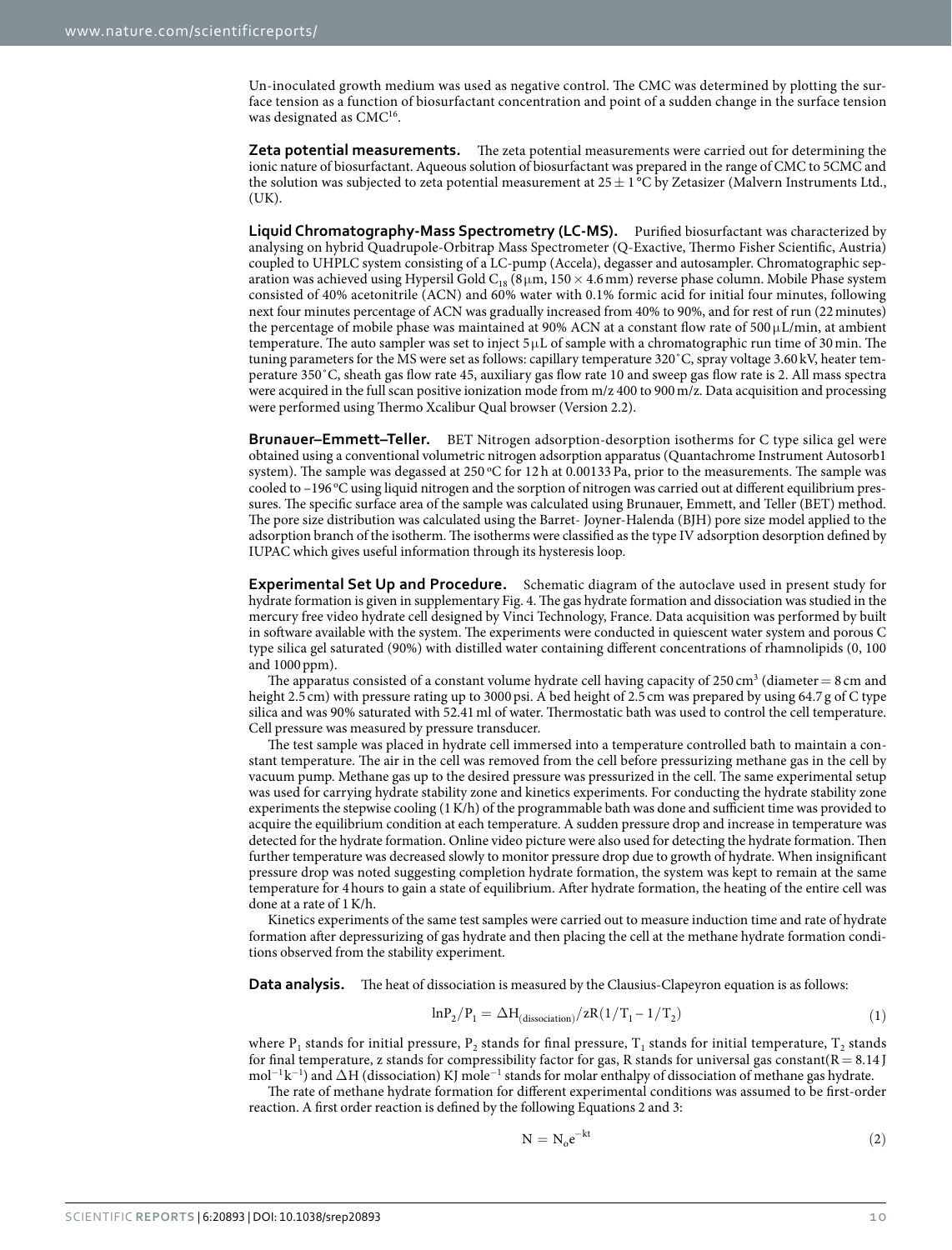Un-inoculated growth medium was used as negative control. The CMC was determined by plotting the surface tension as a function of biosurfactant concentration and point of a sudden change in the surface tension was designated as CMC[16].

**Zeta potential measurements.** The zeta potential measurements were carried out for determining the ionic nature of biosurfactant. Aqueous solution of biosurfactant was prepared in the range of CMC to 5CMC and the solution was subjected to zeta potential measurement at 25 ± 1 °C by Zetasizer (Malvern Instruments Ltd., (UK).

**Liquid Chromatography-Mass Spectrometry (LC-MS).** Purified biosurfactant was characterized by analysing on hybrid Quadrupole-Orbitrap Mass Spectrometer (Q-Exactive, Thermo Fisher Scientific, Austria) coupled to UHPLC system consisting of a LC-pump (Accela), degasser and autosampler. Chromatographic separation was achieved using Hypersil Gold $C_{18}$ (8 μm, 150 × 4.6 mm) reverse phase column. Mobile Phase system consisted of 40% acetonitrile (ACN) and 60% water with 0.1% formic acid for initial four minutes, following next four minutes percentage of ACN was gradually increased from 40% to 90%, and for rest of run (22 minutes) the percentage of mobile phase was maintained at 90% ACN at a constant flow rate of 500 μL/min, at ambient temperature. The auto sampler was set to inject 5 μL of sample with a chromatographic run time of 30 min. The tuning parameters for the MS were set as follows: capillary temperature 320 °C, spray voltage 3.60 kV, heater temperature 350 °C, sheath gas flow rate 45, auxiliary gas flow rate 10 and sweep gas flow rate is 2. All mass spectra were acquired in the full scan positive ionization mode from m/z 400 to 900 m/z. Data acquisition and processing were performed using Thermo Xcalibur Qual browser (Version 2.2).

**Brunauer–Emmett–Teller.** BET Nitrogen adsorption-desorption isotherms for C type silica gel were obtained using a conventional volumetric nitrogen adsorption apparatus (Quantachrome Instrument Autosorb1 system). The sample was degassed at 250 °C for 12 h at 0.00133 Pa, prior to the measurements. The sample was cooled to −196 °C using liquid nitrogen and the sorption of nitrogen was carried out at different equilibrium pressures. The specific surface area of the sample was calculated using Brunauer, Emmett, and Teller (BET) method. The pore size distribution was calculated using the Barrett- Joyner-Halenda (BJH) pore size model applied to the adsorption branch of the isotherm. The isotherms were classified as the type IV adsorption desorption defined by IUPAC which gives useful information through its hysteresis loop.

**Experimental Set Up and Procedure.** Schematic diagram of the autoclave used in present study for hydrate formation is given in supplementary Fig. 4. The gas hydrate formation and dissociation was studied in the mercury free video hydrate cell designed by Vinci Technology, France. Data acquisition was performed by built in software available with the system. The experiments were conducted in quiescent water system and porous C type silica gel saturated (90%) with distilled water containing different concentrations of rhamnolipids (0, 100 and 1000 ppm).

The apparatus consisted of a constant volume hydrate cell having capacity of 250 $cm^3$ (diameter = 8 cm and height 2.5 cm) with pressure rating up to 3000 psi. A bed height of 2.5 cm was prepared by using 64.7 g of C type silica and was 90% saturated with 52.41 ml of water. Thermostatic bath was used to control the cell temperature. Cell pressure was measured by pressure transducer.

The test sample was placed in hydrate cell immersed into a temperature controlled bath to maintain a constant temperature. The air in the cell was removed from the cell before pressurizing methane gas in the cell by vacuum pump. Methane gas up to the desired pressure was pressurized in the cell. The same experimental setup was used for carrying hydrate stability zone and kinetics experiments. For conducting the hydrate stability zone experiments the stepwise cooling (1 K/h) of the programmable bath was done and sufficient time was provided to acquire the equilibrium condition at each temperature. A sudden pressure drop and increase in temperature was detected for the hydrate formation. Online video picture were also used for detecting the hydrate formation. Then further temperature was decreased slowly to monitor pressure drop due to growth of hydrate. When insignificant pressure drop was noted suggesting completion hydrate formation, the system was kept to remain at the same temperature for 4 hours to gain a state of equilibrium. After hydrate formation, the heating of the entire cell was done at a rate of 1 K/h.

Kinetics experiments of the same test samples were carried out to measure induction time and rate of hydrate formation after depressurizing of gas hydrate and then placing the cell at the methane hydrate formation conditions observed from the stability experiment.

**Data analysis.** The heat of dissociation is measured by the Clausius-Clapeyron equation is as follows:

$$\ln P_2/P_1 = \Delta H_{(\text{dissociation})}/zR(1/T_1 - 1/T_2) \tag{1}$$

where $P_1$ stands for initial pressure, $P_2$ stands for final pressure, $T_1$ stands for initial temperature, $T_2$ stands for final temperature, z stands for compressibility factor for gas, R stands for universal gas constant(R = 8.14 J $mol^{-1}k^{-1}$) and ΔH (dissociation) KJ $mole^{-1}$ stands for molar enthalpy of dissociation of methane gas hydrate.

The rate of methane hydrate formation for different experimental conditions was assumed to be first-order reaction. A first order reaction is defined by the following Equations 2 and 3:

$$N = N_o e^{-kt} \tag{2}$$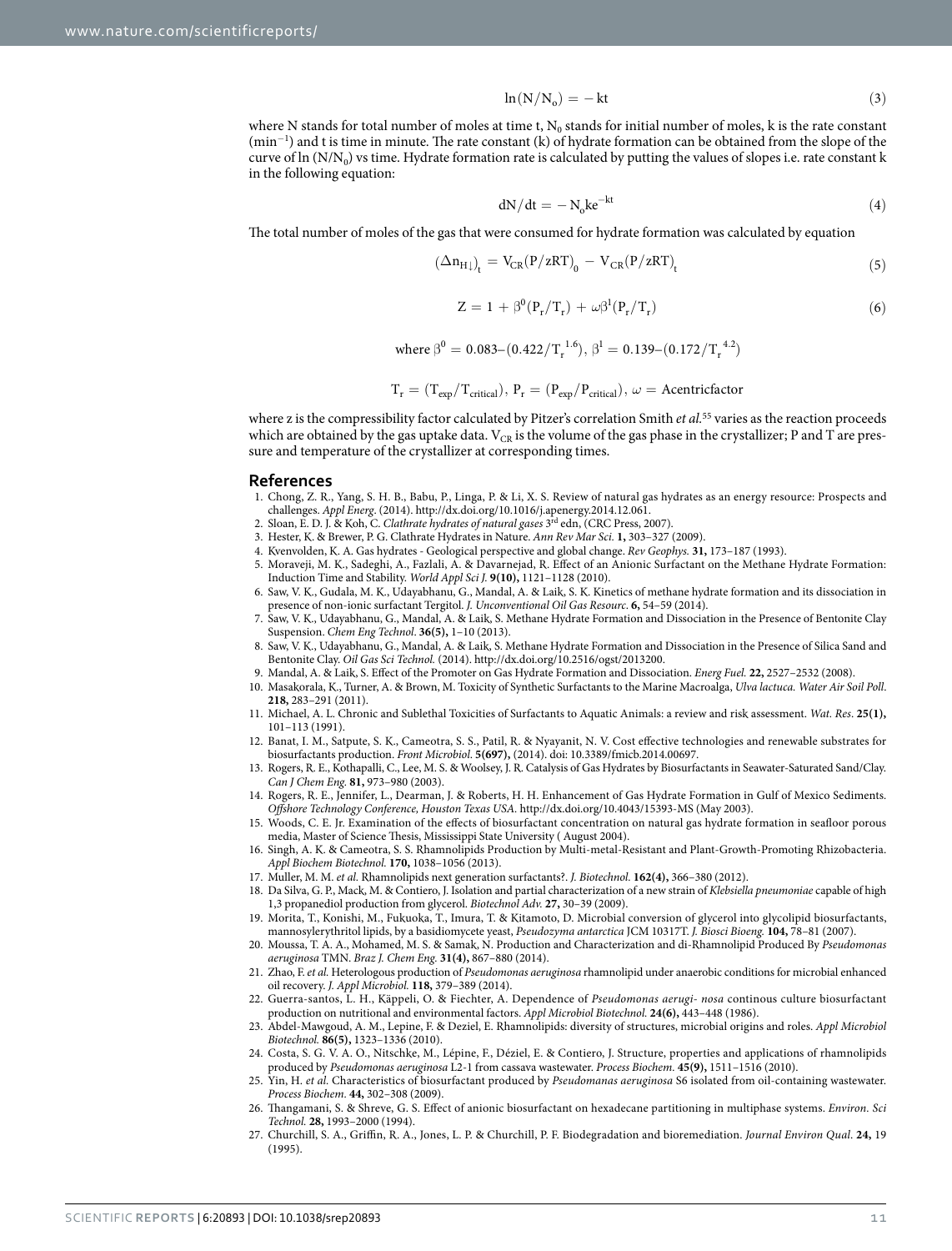$$\ln(N/N_o) = -kt \tag{3}$$

where N stands for total number of moles at time t, $N_0$ stands for initial number of moles, k is the rate constant ($min^{-1}$) and t is time in minute. The rate constant (k) of hydrate formation can be obtained from the slope of the curve of ln ($N/N_0$) vs time. Hydrate formation rate is calculated by putting the values of slopes i.e. rate constant k in the following equation:

$$dN/dt = -N_o k e^{-kt} \tag{4}$$

The total number of moles of the gas that were consumed for hydrate formation was calculated by equation

$$(\Delta n_{H\downarrow})_t = V_{CR}(P/zRT)_0 - V_{CR}(P/zRT)_t \tag{5}$$

$$Z = 1 + \beta^0(P_r/T_r) + \omega\beta^1(P_r/T_r) \tag{6}$$

$$\text{where } \beta^0 = 0.083\text{–}(0.422/T_r^{\ 1.6}),\ \beta^1 = 0.139\text{–}(0.172/T_r^{\ 4.2})$$

$$T_r = (T_{exp}/T_{critical}),\ P_r = (P_{exp}/P_{critical}),\ \omega = \text{Acentricfactor}$$

where z is the compressibility factor calculated by Pitzer's correlation Smith *et al.*[55] varies as the reaction proceeds which are obtained by the gas uptake data. $V_{CR}$ is the volume of the gas phase in the crystallizer; P and T are pressure and temperature of the crystallizer at corresponding times.

## References

1. Chong, Z. R., Yang, S. H. B., Babu, P., Linga, P. & Li, X. S. Review of natural gas hydrates as an energy resource: Prospects and challenges. *Appl Energ*. (2014). http://dx.doi.org/10.1016/j.apenergy.2014.12.061.
2. Sloan, E. D. J. & Koh, C. *Clathrate hydrates of natural gases* 3rd edn, (CRC Press, 2007).
3. Hester, K. & Brewer, P. G. Clathrate Hydrates in Nature. *Ann Rev Mar Sci.* **1,** 303–327 (2009).
4. Kvenvolden, K. A. Gas hydrates - Geological perspective and global change. *Rev Geophys.* **31,** 173–187 (1993).
5. Moraveji, M. K., Sadeghi, A., Fazlali, A. & Davarnejad, R. Effect of an Anionic Surfactant on the Methane Hydrate Formation: Induction Time and Stability. *World Appl Sci J.* **9(10),** 1121–1128 (2010).
6. Saw, V. K., Gudala, M. K., Udayabhanu, G., Mandal, A. & Laik, S. Kinetics of methane hydrate formation and its dissociation in presence of non-ionic surfactant Tergitol. *J. Unconventional Oil Gas Resourc*. **6,** 54–59 (2014).
7. Saw, V. K., Udayabhanu, G., Mandal, A. & Laik, S. Methane Hydrate Formation and Dissociation in the Presence of Bentonite Clay Suspension. *Chem Eng Technol*. **36(5),** 1–10 (2013).
8. Saw, V. K., Udayabhanu, G., Mandal, A. & Laik, S. Methane Hydrate Formation and Dissociation in the Presence of Silica Sand and Bentonite Clay. *Oil Gas Sci Technol.* (2014). http://dx.doi.org/10.2516/ogst/2013200.
9. Mandal, A. & Laik, S. Effect of the Promoter on Gas Hydrate Formation and Dissociation. *Energ Fuel.* **22,** 2527–2532 (2008).
10. Masakorala, K., Turner, A. & Brown, M. Toxicity of Synthetic Surfactants to the Marine Macroalga, *Ulva lactuca. Water Air Soil Poll*. **218,** 283–291 (2011).
11. Michael, A. L. Chronic and Sublethal Toxicities of Surfactants to Aquatic Animals: a review and risk assessment. *Wat. Res*. **25(1),** 101–113 (1991).
12. Banat, I. M., Satpute, S. K., Cameotra, S. S., Patil, R. & Nyayanit, N. V. Cost effective technologies and renewable substrates for biosurfactants production. *Front Microbiol*. **5(697),** (2014). doi: 10.3389/fmicb.2014.00697.
13. Rogers, R. E., Kothapalli, C., Lee, M. S. & Woolsey, J. R. Catalysis of Gas Hydrates by Biosurfactants in Seawater-Saturated Sand/Clay. *Can J Chem Eng.* **81,** 973–980 (2003).
14. Rogers, R. E., Jennifer, L., Dearman, J. & Roberts, H. H. Enhancement of Gas Hydrate Formation in Gulf of Mexico Sediments. *Offshore Technology Conference, Houston Texas USA*. http://dx.doi.org/10.4043/15393-MS (May 2003).
15. Woods, C. E. Jr. Examination of the effects of biosurfactant concentration on natural gas hydrate formation in seafloor porous media, Master of Science Thesis, Mississippi State University ( August 2004).
16. Singh, A. K. & Cameotra, S. S. Rhamnolipids Production by Multi-metal-Resistant and Plant-Growth-Promoting Rhizobacteria. *Appl Biochem Biotechnol.* **170,** 1038–1056 (2013).
17. Muller, M. M. *et al.* Rhamnolipids next generation surfactants?. *J. Biotechnol.* **162(4),** 366–380 (2012).
18. Da Silva, G. P., Mack, M. & Contiero, J. Isolation and partial characterization of a new strain of *Klebsiella pneumoniae* capable of high 1,3 propanediol production from glycerol. *Biotechnol Adv.* **27,** 30–39 (2009).
19. Morita, T., Konishi, M., Fukuoka, T., Imura, T. & Kitamoto, D. Microbial conversion of glycerol into glycolipid biosurfactants, mannosylerythritol lipids, by a basidiomycete yeast, *Pseudozyma antarctica* JCM 10317T. *J. Biosci Bioeng.* **104,** 78–81 (2007).
20. Moussa, T. A. A., Mohamed, M. S. & Samak, N. Production and Characterization and di-Rhamnolipid Produced By *Pseudomonas aeruginosa* TMN. *Braz J. Chem Eng.* **31(4),** 867–880 (2014).
21. Zhao, F. *et al.* Heterologous production of *Pseudomonas aeruginosa* rhamnolipid under anaerobic conditions for microbial enhanced oil recovery. *J. Appl Microbiol.* **118,** 379–389 (2014).
22. Guerra-santos, L. H., Käppeli, O. & Fiechter, A. Dependence of *Pseudomonas aerugi- nosa* continous culture biosurfactant production on nutritional and environmental factors. *Appl Microbiol Biotechnol.* **24(6),** 443–448 (1986).
23. Abdel-Mawgoud, A. M., Lepine, F. & Deziel, E. Rhamnolipids: diversity of structures, microbial origins and roles. *Appl Microbiol Biotechnol.* **86(5),** 1323–1336 (2010).
24. Costa, S. G. V. A. O., Nitschke, M., Lépine, F., Déziel, E. & Contiero, J. Structure, properties and applications of rhamnolipids produced by *Pseudomonas aeruginosa* L2-1 from cassava wastewater. *Process Biochem*. **45(9),** 1511–1516 (2010).
25. Yin, H. *et al.* Characteristics of biosurfactant produced by *Pseudomanas aeruginosa* S6 isolated from oil-containing wastewater. *Process Biochem*. **44,** 302–308 (2009).
26. Thangamani, S. & Shreve, G. S. Effect of anionic biosurfactant on hexadecane partitioning in multiphase systems. *Environ. Sci Technol.* **28,** 1993–2000 (1994).
27. Churchill, S. A., Griffin, R. A., Jones, L. P. & Churchill, P. F. Biodegradation and bioremediation. *Journal Environ Qual*. **24,** 19 (1995).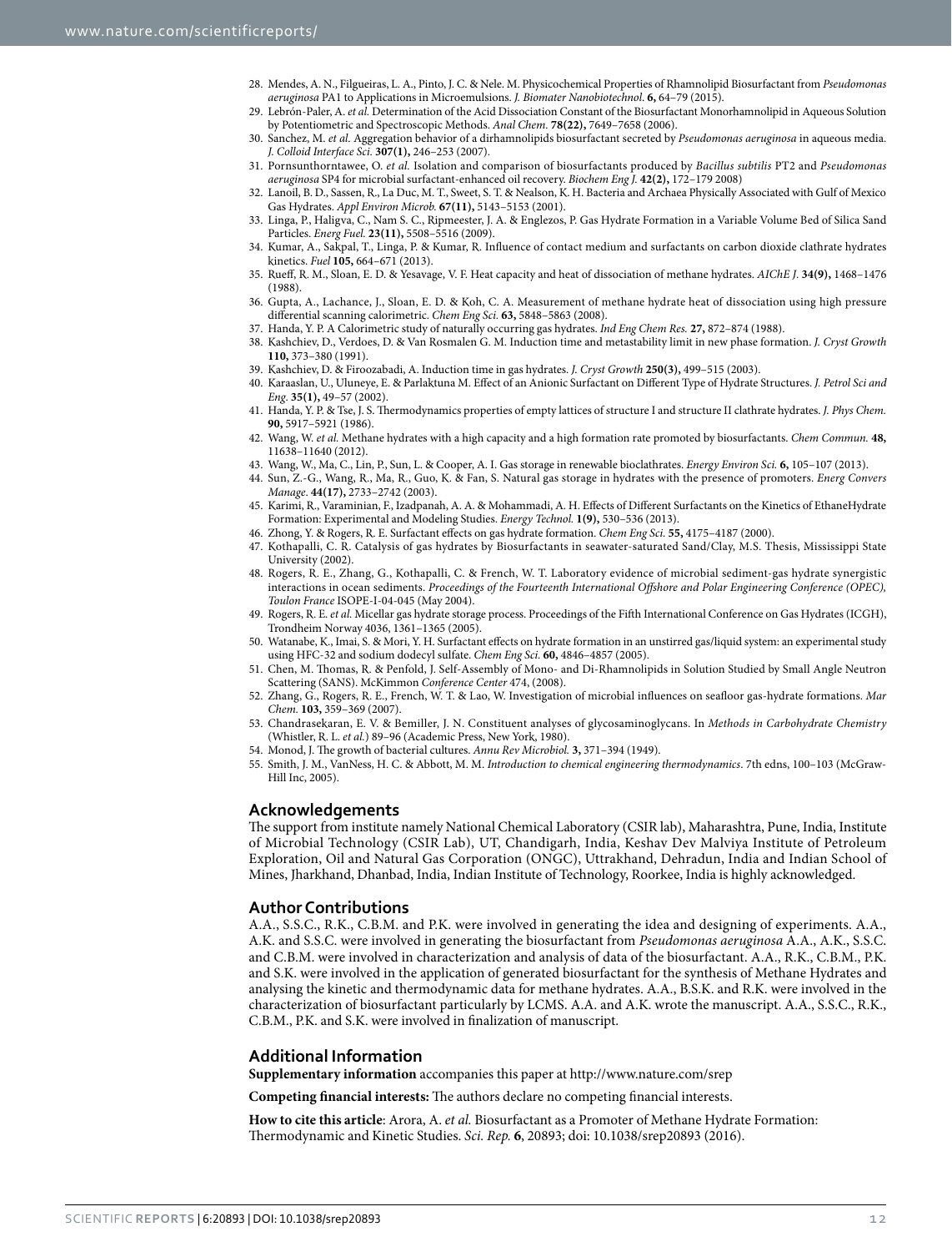28. Mendes, A. N., Filgueiras, L. A., Pinto, J. C. & Nele. M. Physicochemical Properties of Rhamnolipid Biosurfactant from *Pseudomonas aeruginosa* PA1 to Applications in Microemulsions. *J. Biomater Nanobiotechnol*. **6,** 64–79 (2015).
29. Lebrón-Paler, A. *et al.* Determination of the Acid Dissociation Constant of the Biosurfactant Monorhamnolipid in Aqueous Solution by Potentiometric and Spectroscopic Methods. *Anal Chem.* **78(22),** 7649–7658 (2006).
30. Sanchez, M. *et al.* Aggregation behavior of a dirhamnolipids biosurfactant secreted by *Pseudomonas aeruginosa* in aqueous media. *J. Colloid Interface Sci.* **307(1),** 246–253 (2007).
31. Pornsunthorntawee, O. *et al.* Isolation and comparison of biosurfactants produced by *Bacillus subtilis* PT2 and *Pseudomonas aeruginosa* SP4 for microbial surfactant-enhanced oil recovery. *Biochem Eng J.* **42(2),** 172–179 2008)
32. Lanoil, B. D., Sassen, R., La Duc, M. T., Sweet, S. T. & Nealson, K. H. Bacteria and Archaea Physically Associated with Gulf of Mexico Gas Hydrates. *Appl Environ Microb.* **67(11),** 5143–5153 (2001).
33. Linga, P., Haligva, C., Nam S. C., Ripmeester, J. A. & Englezos, P. Gas Hydrate Formation in a Variable Volume Bed of Silica Sand Particles. *Energ Fuel.* **23(11),** 5508–5516 (2009).
34. Kumar, A., Sakpal, T., Linga, P. & Kumar, R. Influence of contact medium and surfactants on carbon dioxide clathrate hydrates kinetics. *Fuel* **105,** 664–671 (2013).
35. Rueff, R. M., Sloan, E. D. & Yesavage, V. F. Heat capacity and heat of dissociation of methane hydrates. *AIChE J*. **34(9),** 1468–1476 (1988).
36. Gupta, A., Lachance, J., Sloan, E. D. & Koh, C. A. Measurement of methane hydrate heat of dissociation using high pressure differential scanning calorimetric. *Chem Eng Sci.* **63,** 5848–5863 (2008).
37. Handa, Y. P. A Calorimetric study of naturally occurring gas hydrates. *Ind Eng Chem Res.* **27,** 872–874 (1988).
38. Kashchiev, D., Verdoes, D. & Van Rosmalen G. M. Induction time and metastability limit in new phase formation. *J. Cryst Growth* **110,** 373–380 (1991).
39. Kashchiev, D. & Firoozabadi, A. Induction time in gas hydrates. *J. Cryst Growth* **250(3),** 499–515 (2003).
40. Karaaslan, U., Uluneye, E. & Parlaktuna M. Effect of an Anionic Surfactant on Different Type of Hydrate Structures. *J. Petrol Sci and Eng*. **35(1),** 49–57 (2002).
41. Handa, Y. P. & Tse, J. S. Thermodynamics properties of empty lattices of structure I and structure II clathrate hydrates. *J. Phys Chem.* **90,** 5917–5921 (1986).
42. Wang, W. *et al.* Methane hydrates with a high capacity and a high formation rate promoted by biosurfactants. *Chem Commun.* **48,** 11638–11640 (2012).
43. Wang, W., Ma, C., Lin, P., Sun, L. & Cooper, A. I. Gas storage in renewable bioclathrates. *Energy Environ Sci.* **6,** 105–107 (2013).
44. Sun, Z.-G., Wang, R., Ma, R., Guo, K. & Fan, S. Natural gas storage in hydrates with the presence of promoters. *Energ Convers Manage*. **44(17),** 2733–2742 (2003).
45. Karimi, R., Varaminian, F., Izadpanah, A. A. & Mohammadi, A. H. Effects of Different Surfactants on the Kinetics of EthaneHydrate Formation: Experimental and Modeling Studies. *Energy Technol.* **1(9),** 530–536 (2013).
46. Zhong, Y. & Rogers, R. E. Surfactant effects on gas hydrate formation. *Chem Eng Sci.* **55,** 4175–4187 (2000).
47. Kothapalli, C. R. Catalysis of gas hydrates by Biosurfactants in seawater-saturated Sand/Clay, M.S. Thesis, Mississippi State University (2002).
48. Rogers, R. E., Zhang, G., Kothapalli, C. & French, W. T. Laboratory evidence of microbial sediment-gas hydrate synergistic interactions in ocean sediments. *Proceedings of the Fourteenth International Offshore and Polar Engineering Conference (OPEC), Toulon France* ISOPE-I-04-045 (May 2004).
49. Rogers, R. E. *et al.* Micellar gas hydrate storage process. Proceedings of the Fifth International Conference on Gas Hydrates (ICGH), Trondheim Norway 4036, 1361–1365 (2005).
50. Watanabe, K., Imai, S. & Mori, Y. H. Surfactant effects on hydrate formation in an unstirred gas/liquid system: an experimental study using HFC-32 and sodium dodecyl sulfate. *Chem Eng Sci.* **60,** 4846–4857 (2005).
51. Chen, M. Thomas, R. & Penfold, J. Self-Assembly of Mono- and Di-Rhamnolipids in Solution Studied by Small Angle Neutron Scattering (SANS). McKimmon *Conference Center* 474, (2008).
52. Zhang, G., Rogers, R. E., French, W. T. & Lao, W. Investigation of microbial influences on seafloor gas-hydrate formations. *Mar Chem.* **103,** 359–369 (2007).
53. Chandrasekaran, E. V. & Bemiller, J. N. Constituent analyses of glycosaminoglycans. In *Methods in Carbohydrate Chemistry* (Whistler, R. L. *et al.*) 89–96 (Academic Press, New York, 1980).
54. Monod, J. The growth of bacterial cultures. *Annu Rev Microbiol.* **3,** 371–394 (1949).
55. Smith, J. M., VanNess, H. C. & Abbott, M. M. *Introduction to chemical engineering thermodynamics*. 7th edns, 100–103 (McGraw-Hill Inc, 2005).

## Acknowledgements

The support from institute namely National Chemical Laboratory (CSIR lab), Maharashtra, Pune, India, Institute of Microbial Technology (CSIR Lab), UT, Chandigarh, India, Keshav Dev Malviya Institute of Petroleum Exploration, Oil and Natural Gas Corporation (ONGC), Uttrakhand, Dehradun, India and Indian School of Mines, Jharkhand, Dhanbad, India, Indian Institute of Technology, Roorkee, India is highly acknowledged.

## Author Contributions

A.A., S.S.C., R.K., C.B.M. and P.K. were involved in generating the idea and designing of experiments. A.A., A.K. and S.S.C. were involved in generating the biosurfactant from *Pseudomonas aeruginosa* A.A., A.K., S.S.C. and C.B.M. were involved in characterization and analysis of data of the biosurfactant. A.A., R.K., C.B.M., P.K. and S.K. were involved in the application of generated biosurfactant for the synthesis of Methane Hydrates and analysing the kinetic and thermodynamic data for methane hydrates. A.A., B.S.K. and R.K. were involved in the characterization of biosurfactant particularly by LCMS. A.A. and A.K. wrote the manuscript. A.A., S.S.C., R.K., C.B.M., P.K. and S.K. were involved in finalization of manuscript.

## Additional Information

**Supplementary information** accompanies this paper at http://www.nature.com/srep

**Competing financial interests:** The authors declare no competing financial interests.

**How to cite this article**: Arora, A. *et al.* Biosurfactant as a Promoter of Methane Hydrate Formation: Thermodynamic and Kinetic Studies. *Sci. Rep.* **6**, 20893; doi: 10.1038/srep20893 (2016).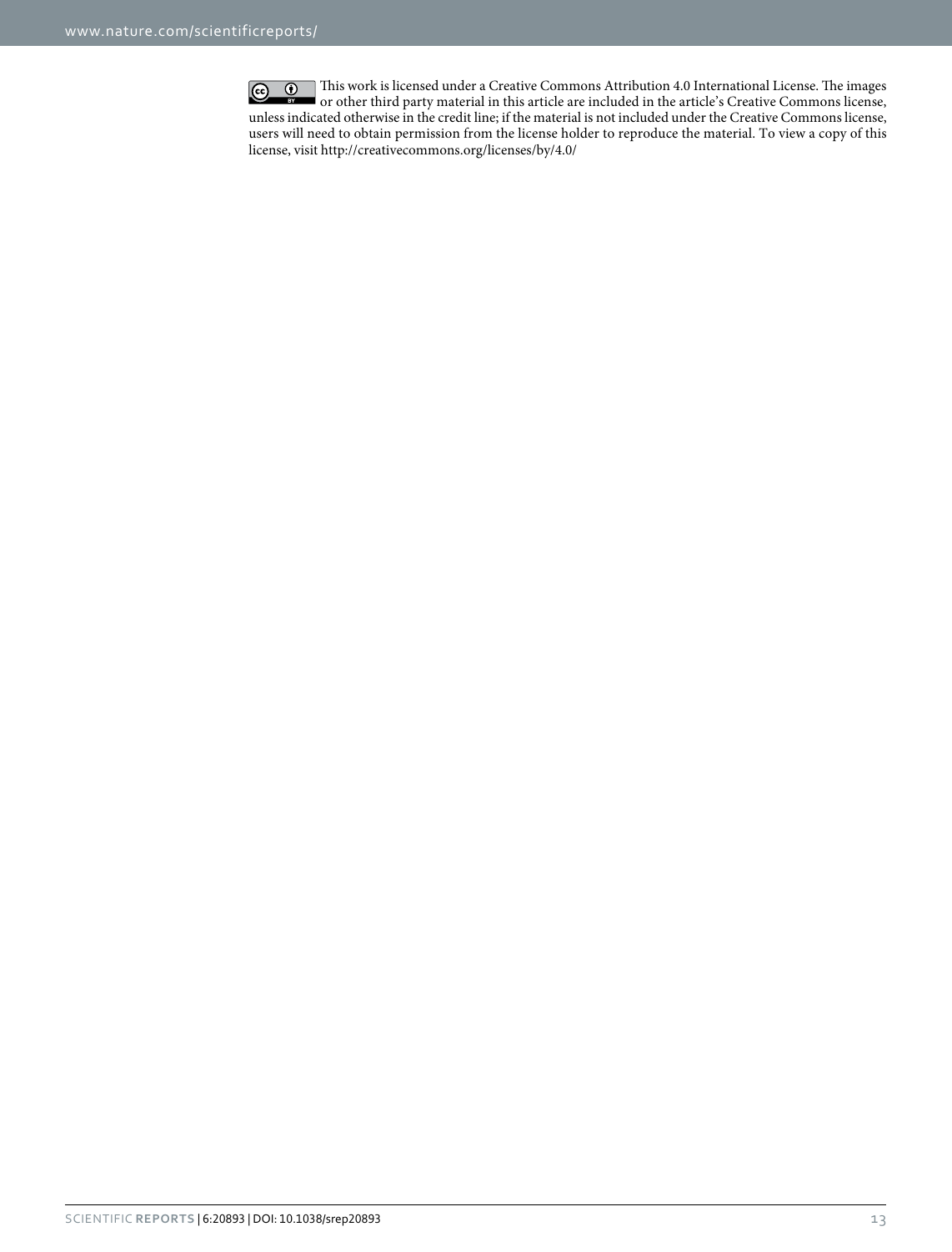This work is licensed under a Creative Commons Attribution 4.0 International License. The images or other third party material in this article are included in the article's Creative Commons license, unless indicated otherwise in the credit line; if the material is not included under the Creative Commons license, users will need to obtain permission from the license holder to reproduce the material. To view a copy of this license, visit http://creativecommons.org/licenses/by/4.0/